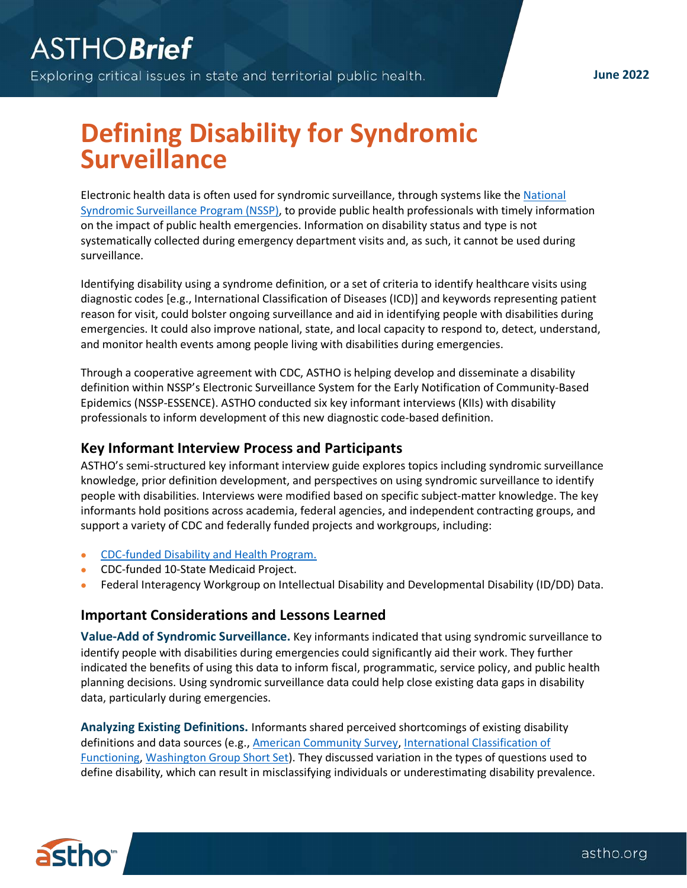# Defining Disability for Syndromic Surveillance

Electronic health data is often used for syndromic surveillance, through systems like the National Syndromic Surveillance Program (NSSP), to provide public health professionals with timely information on the impact of public health emergencies. Information on disability status and type is not systematically collected during emergency department visits and, as such, it cannot be used during surveillance.

Identifying disability using a syndrome definition, or a set of criteria to identify healthcare visits using diagnostic codes [e.g., International Classification of Diseases (ICD)] and keywords representing patient reason for visit, could bolster ongoing surveillance and aid in identifying people with disabilities during emergencies. It could also improve national, state, and local capacity to respond to, detect, understand, and monitor health events among people living with disabilities during emergencies.

Through a cooperative agreement with CDC, ASTHO is helping develop and disseminate a disability definition within NSSP's Electronic Surveillance System for the Early Notification of Community-Based Epidemics (NSSP-ESSENCE). ASTHO conducted six key informant interviews (KIIs) with disability professionals to inform development of this new diagnostic code-based definition.

## Key Informant Interview Process and Participants

ASTHO's semi-structured key informant interview guide explores topics including syndromic surveillance knowledge, prior definition development, and perspectives on using syndromic surveillance to identify people with disabilities. Interviews were modified based on specific subject-matter knowledge. The key informants hold positions across academia, federal agencies, and independent contracting groups, and support a variety of CDC and federally funded projects and workgroups, including:

- CDC-funded Disability and Health Program.
- CDC-funded 10-State Medicaid Project.
- Federal Interagency Workgroup on Intellectual Disability and Developmental Disability (ID/DD) Data.

## Important Considerations and Lessons Learned

**Value-Add of Syndromic Surveillance.** Key informants indicated that using syndromic surveillance to identify people with disabilities during emergencies could significantly aid their work. They further indicated the benefits of using this data to inform fiscal, programmatic, service policy, and public health planning decisions. Using syndromic surveillance data could help close existing data gaps in disability data, particularly during emergencies.

**Analyzing Existing Definitions.** Informants shared perceived shortcomings of existing disability definitions and data sources (e.g., American Community Survey, International Classification of Functioning, Washington Group Short Set). They discussed variation in the types of questions used to define disability, which can result in misclassifying individuals or underestimating disability prevalence.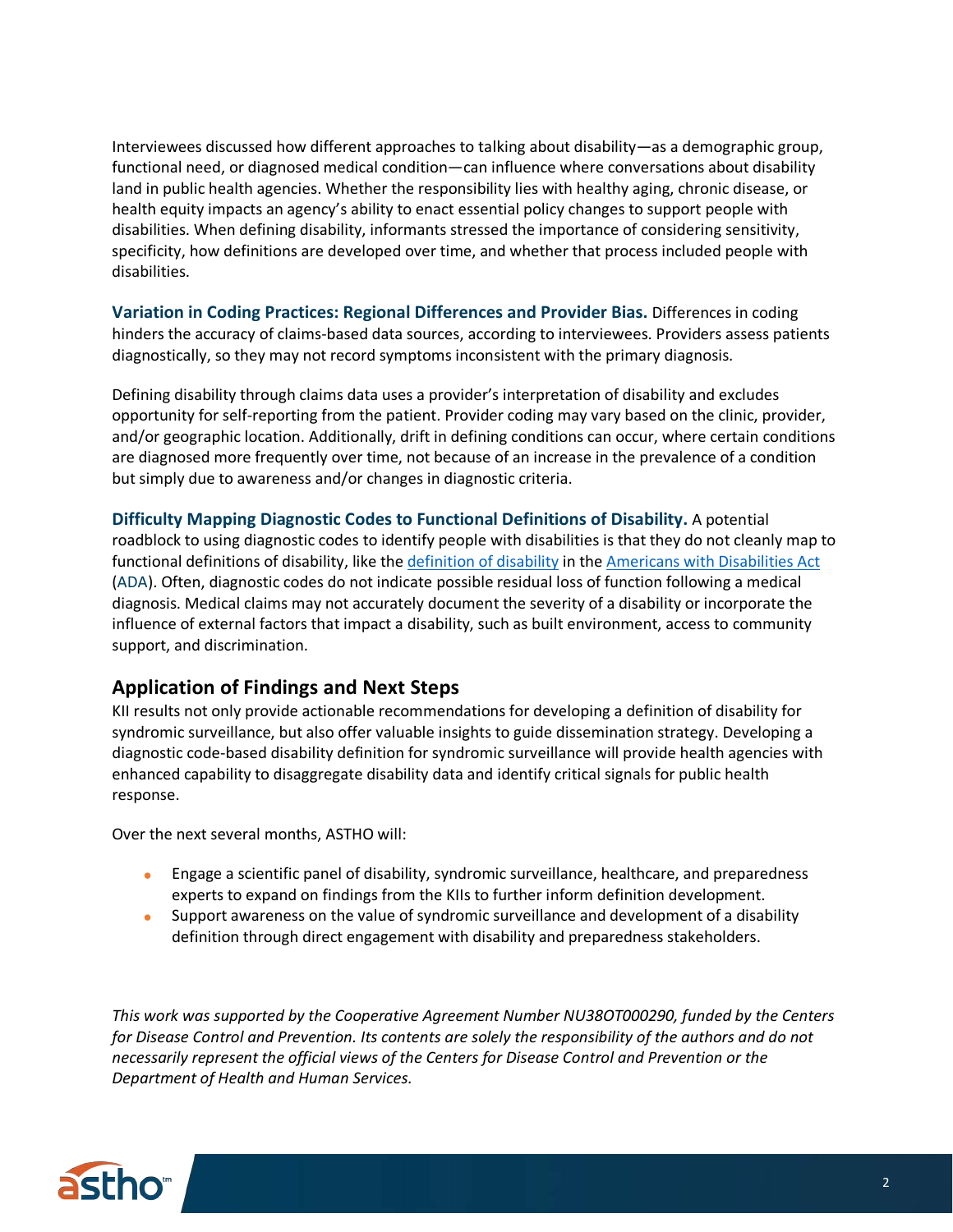Interviewees discussed how different approaches to talking about disability—as a demographic group, functional need, or diagnosed medical condition—can influence where conversations about disability land in public health agencies. Whether the responsibility lies with healthy aging, chronic disease, or health equity impacts an agency's ability to enact essential policy changes to support people with disabilities. When defining disability, informants stressed the importance of considering sensitivity, specificity, how definitions are developed over time, and whether that process included people with disabilities.

**Variation in Coding Practices: Regional Differences and Provider Bias.** Differences in coding hinders the accuracy of claims-based data sources, according to interviewees. Providers assess patients diagnostically, so they may not record symptoms inconsistent with the primary diagnosis.

Defining disability through claims data uses a provider's interpretation of disability and excludes opportunity for self-reporting from the patient. Provider coding may vary based on the clinic, provider, and/or geographic location. Additionally, drift in defining conditions can occur, where certain conditions are diagnosed more frequently over time, not because of an increase in the prevalence of a condition but simply due to awareness and/or changes in diagnostic criteria.

**Difficulty Mapping Diagnostic Codes to Functional Definitions of Disability.** A potential roadblock to using diagnostic codes to identify people with disabilities is that they do not cleanly map to functional definitions of disability, like the definition of disability in the Americans with Disabilities Act (ADA). Often, diagnostic codes do not indicate possible residual loss of function following a medical diagnosis. Medical claims may not accurately document the severity of a disability or incorporate the influence of external factors that impact a disability, such as built environment, access to community support, and discrimination.

## Application of Findings and Next Steps

KII results not only provide actionable recommendations for developing a definition of disability for syndromic surveillance, but also offer valuable insights to guide dissemination strategy. Developing a diagnostic code-based disability definition for syndromic surveillance will provide health agencies with enhanced capability to disaggregate disability data and identify critical signals for public health response.

Over the next several months, ASTHO will:

- Engage a scientific panel of disability, syndromic surveillance, healthcare, and preparedness experts to expand on findings from the KIIs to further inform definition development.
- Support awareness on the value of syndromic surveillance and development of a disability definition through direct engagement with disability and preparedness stakeholders.

*This work was supported by the Cooperative Agreement Number NU38OT000290, funded by the Centers for Disease Control and Prevention. Its contents are solely the responsibility of the authors and do not necessarily represent the official views of the Centers for Disease Control and Prevention or the Department of Health and Human Services.*